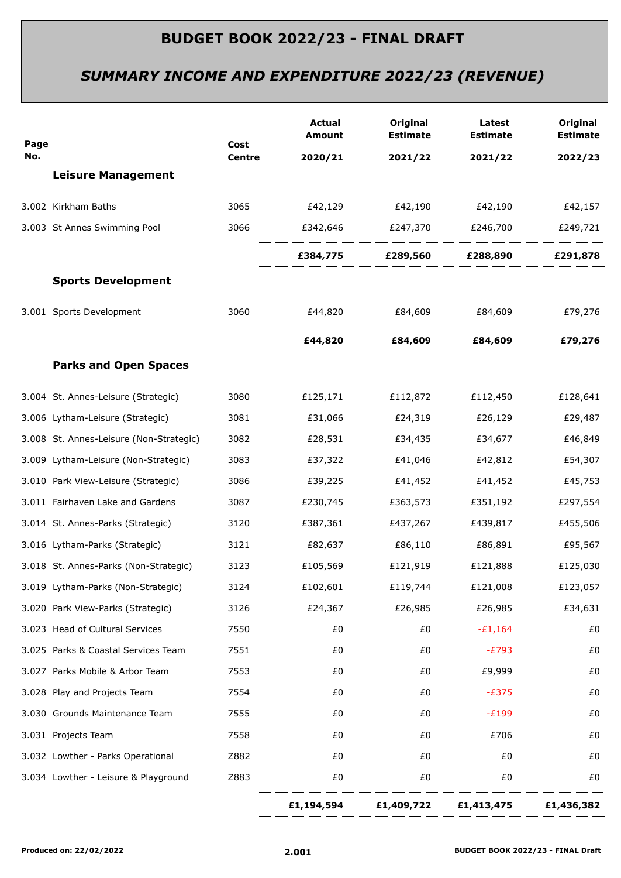# BUDGET BOOK 2022/23 - FINAL DRAFT

## *SUMMARY INCOME AND EXPENDITURE 2022/23 (REVENUE)*

| Page No. | | Cost Centre | Actual Amount 2020/21 | Original Estimate 2021/22 | Latest Estimate 2021/22 | Original Estimate 2022/23 |
|---|---|---|---|---|---|---|
| | **Leisure Management** | | | | | |
| 3.002 | Kirkham Baths | 3065 | £42,129 | £42,190 | £42,190 | £42,157 |
| 3.003 | St Annes Swimming Pool | 3066 | £342,646 | £247,370 | £246,700 | £249,721 |
| | | | **£384,775** | **£289,560** | **£288,890** | **£291,878** |
| | **Sports Development** | | | | | |
| 3.001 | Sports Development | 3060 | £44,820 | £84,609 | £84,609 | £79,276 |
| | | | **£44,820** | **£84,609** | **£84,609** | **£79,276** |
| | **Parks and Open Spaces** | | | | | |
| 3.004 | St. Annes-Leisure (Strategic) | 3080 | £125,171 | £112,872 | £112,450 | £128,641 |
| 3.006 | Lytham-Leisure (Strategic) | 3081 | £31,066 | £24,319 | £26,129 | £29,487 |
| 3.008 | St. Annes-Leisure (Non-Strategic) | 3082 | £28,531 | £34,435 | £34,677 | £46,849 |
| 3.009 | Lytham-Leisure (Non-Strategic) | 3083 | £37,322 | £41,046 | £42,812 | £54,307 |
| 3.010 | Park View-Leisure (Strategic) | 3086 | £39,225 | £41,452 | £41,452 | £45,753 |
| 3.011 | Fairhaven Lake and Gardens | 3087 | £230,745 | £363,573 | £351,192 | £297,554 |
| 3.014 | St. Annes-Parks (Strategic) | 3120 | £387,361 | £437,267 | £439,817 | £455,506 |
| 3.016 | Lytham-Parks (Strategic) | 3121 | £82,637 | £86,110 | £86,891 | £95,567 |
| 3.018 | St. Annes-Parks (Non-Strategic) | 3123 | £105,569 | £121,919 | £121,888 | £125,030 |
| 3.019 | Lytham-Parks (Non-Strategic) | 3124 | £102,601 | £119,744 | £121,008 | £123,057 |
| 3.020 | Park View-Parks (Strategic) | 3126 | £24,367 | £26,985 | £26,985 | £34,631 |
| 3.023 | Head of Cultural Services | 7550 | £0 | £0 | -£1,164 | £0 |
| 3.025 | Parks & Coastal Services Team | 7551 | £0 | £0 | -£793 | £0 |
| 3.027 | Parks Mobile & Arbor Team | 7553 | £0 | £0 | £9,999 | £0 |
| 3.028 | Play and Projects Team | 7554 | £0 | £0 | -£375 | £0 |
| 3.030 | Grounds Maintenance Team | 7555 | £0 | £0 | -£199 | £0 |
| 3.031 | Projects Team | 7558 | £0 | £0 | £706 | £0 |
| 3.032 | Lowther - Parks Operational | Z882 | £0 | £0 | £0 | £0 |
| 3.034 | Lowther - Leisure & Playground | Z883 | £0 | £0 | £0 | £0 |
| | | | **£1,194,594** | **£1,409,722** | **£1,413,475** | **£1,436,382** |

Produced on: 22/02/2022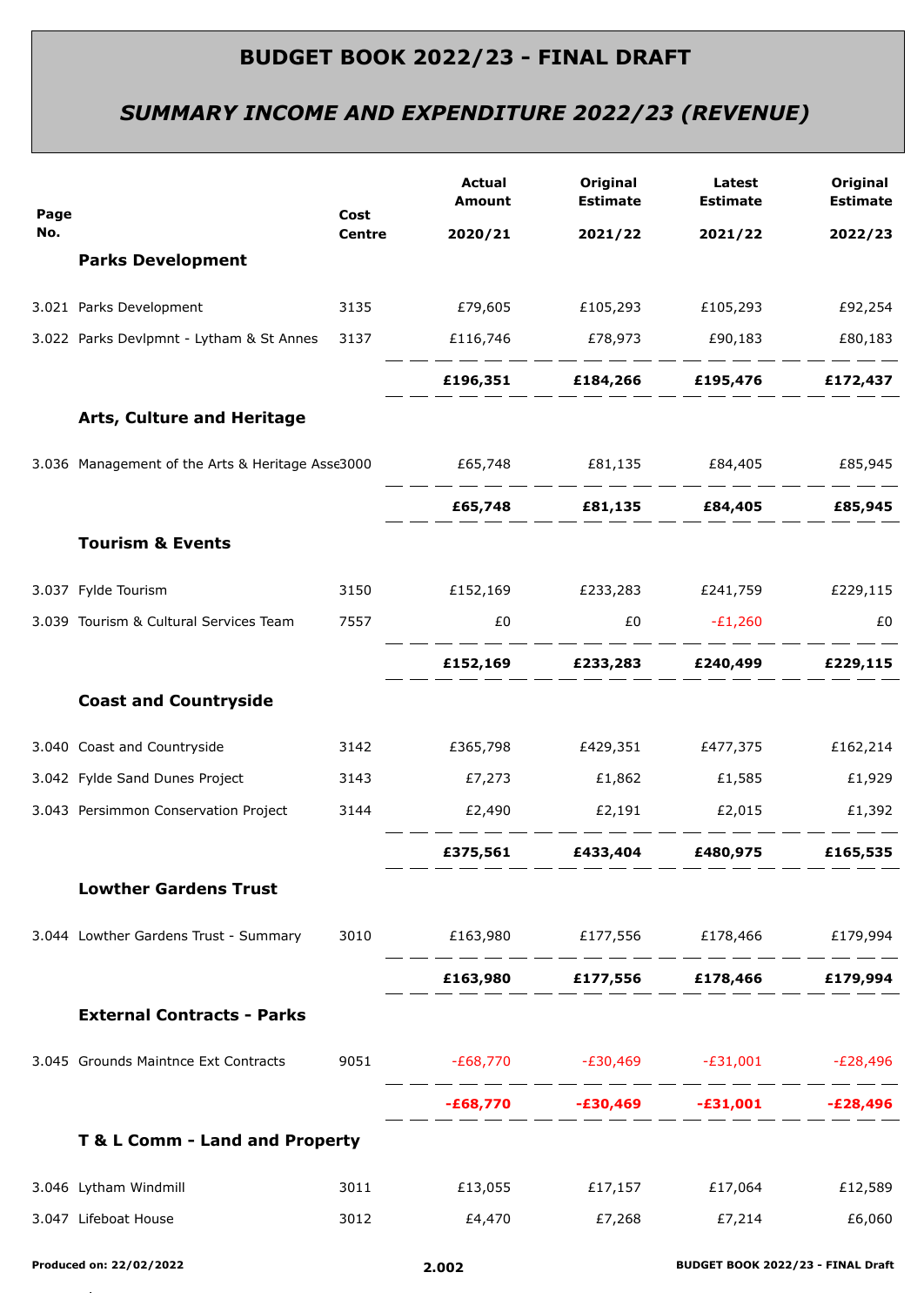# BUDGET BOOK 2022/23 - FINAL DRAFT

## *SUMMARY INCOME AND EXPENDITURE 2022/23 (REVENUE)*

| Page No. | | Cost Centre | Actual Amount 2020/21 | Original Estimate 2021/22 | Latest Estimate 2021/22 | Original Estimate 2022/23 |
|---|---|---|---|---|---|---|
| | **Parks Development** | | | | | |
| 3.021 | Parks Development | 3135 | £79,605 | £105,293 | £105,293 | £92,254 |
| 3.022 | Parks Devlpmnt - Lytham & St Annes | 3137 | £116,746 | £78,973 | £90,183 | £80,183 |
| | | | **£196,351** | **£184,266** | **£195,476** | **£172,437** |
| | **Arts, Culture and Heritage** | | | | | |
| 3.036 | Management of the Arts & Heritage Asse | 3000 | £65,748 | £81,135 | £84,405 | £85,945 |
| | | | **£65,748** | **£81,135** | **£84,405** | **£85,945** |
| | **Tourism & Events** | | | | | |
| 3.037 | Fylde Tourism | 3150 | £152,169 | £233,283 | £241,759 | £229,115 |
| 3.039 | Tourism & Cultural Services Team | 7557 | £0 | £0 | -£1,260 | £0 |
| | | | **£152,169** | **£233,283** | **£240,499** | **£229,115** |
| | **Coast and Countryside** | | | | | |
| 3.040 | Coast and Countryside | 3142 | £365,798 | £429,351 | £477,375 | £162,214 |
| 3.042 | Fylde Sand Dunes Project | 3143 | £7,273 | £1,862 | £1,585 | £1,929 |
| 3.043 | Persimmon Conservation Project | 3144 | £2,490 | £2,191 | £2,015 | £1,392 |
| | | | **£375,561** | **£433,404** | **£480,975** | **£165,535** |
| | **Lowther Gardens Trust** | | | | | |
| 3.044 | Lowther Gardens Trust - Summary | 3010 | £163,980 | £177,556 | £178,466 | £179,994 |
| | | | **£163,980** | **£177,556** | **£178,466** | **£179,994** |
| | **External Contracts - Parks** | | | | | |
| 3.045 | Grounds Maintnce Ext Contracts | 9051 | -£68,770 | -£30,469 | -£31,001 | -£28,496 |
| | | | **-£68,770** | **-£30,469** | **-£31,001** | **-£28,496** |
| | **T & L Comm - Land and Property** | | | | | |
| 3.046 | Lytham Windmill | 3011 | £13,055 | £17,157 | £17,064 | £12,589 |
| 3.047 | Lifeboat House | 3012 | £4,470 | £7,268 | £7,214 | £6,060 |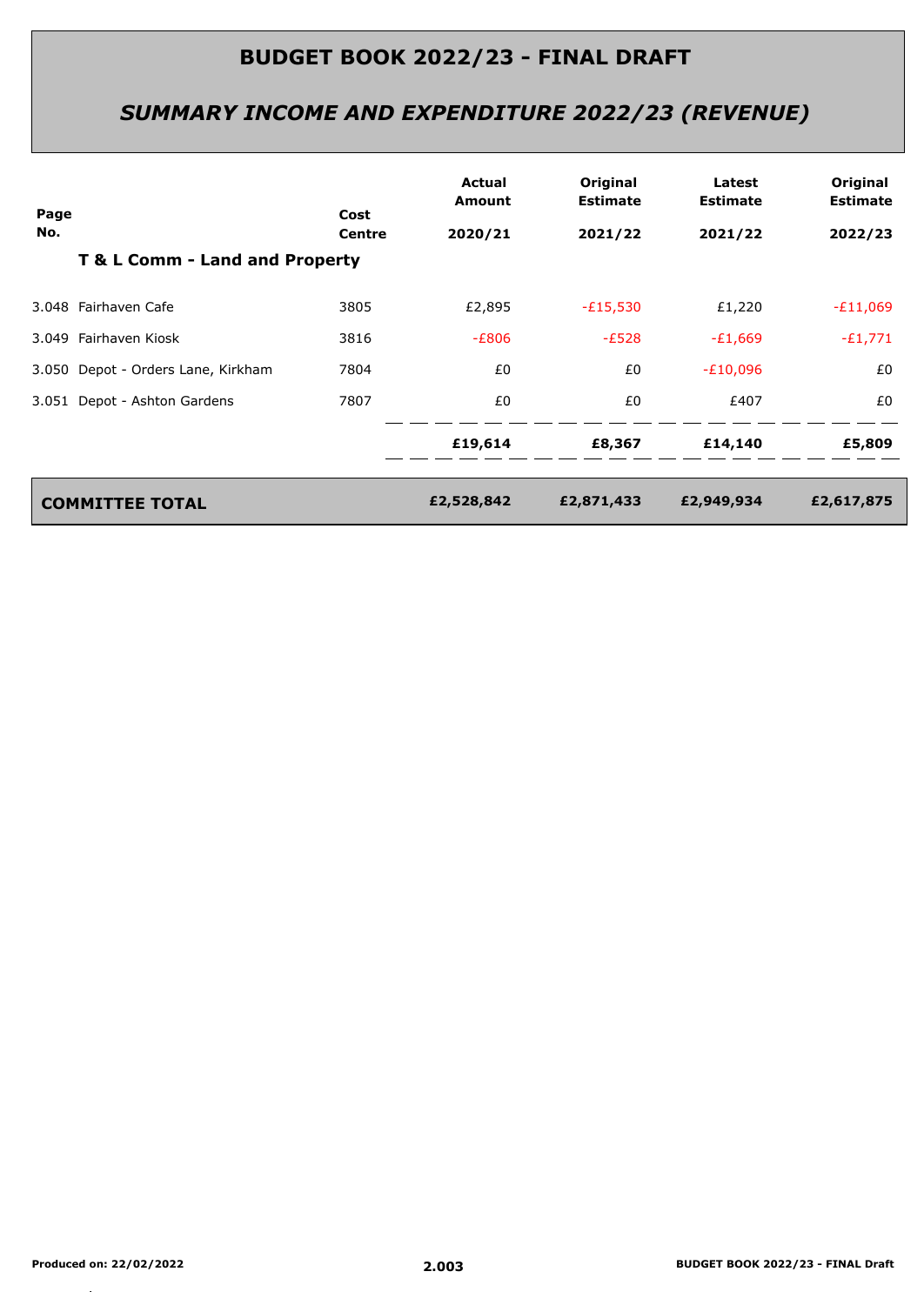# BUDGET BOOK 2022/23 - FINAL DRAFT

## *SUMMARY INCOME AND EXPENDITURE 2022/23 (REVENUE)*

| Page No. | | Cost Centre | Actual Amount 2020/21 | Original Estimate 2021/22 | Latest Estimate 2021/22 | Original Estimate 2022/23 |
|---|---|---|---|---|---|---|
| | **T & L Comm - Land and Property** | | | | | |
| 3.048 | Fairhaven Cafe | 3805 | £2,895 | -£15,530 | £1,220 | -£11,069 |
| 3.049 | Fairhaven Kiosk | 3816 | -£806 | -£528 | -£1,669 | -£1,771 |
| 3.050 | Depot - Orders Lane, Kirkham | 7804 | £0 | £0 | -£10,096 | £0 |
| 3.051 | Depot - Ashton Gardens | 7807 | £0 | £0 | £407 | £0 |
| | | | **£19,614** | **£8,367** | **£14,140** | **£5,809** |
| | **COMMITTEE TOTAL** | | **£2,528,842** | **£2,871,433** | **£2,949,934** | **£2,617,875** |

**Produced on: 22/02/2022**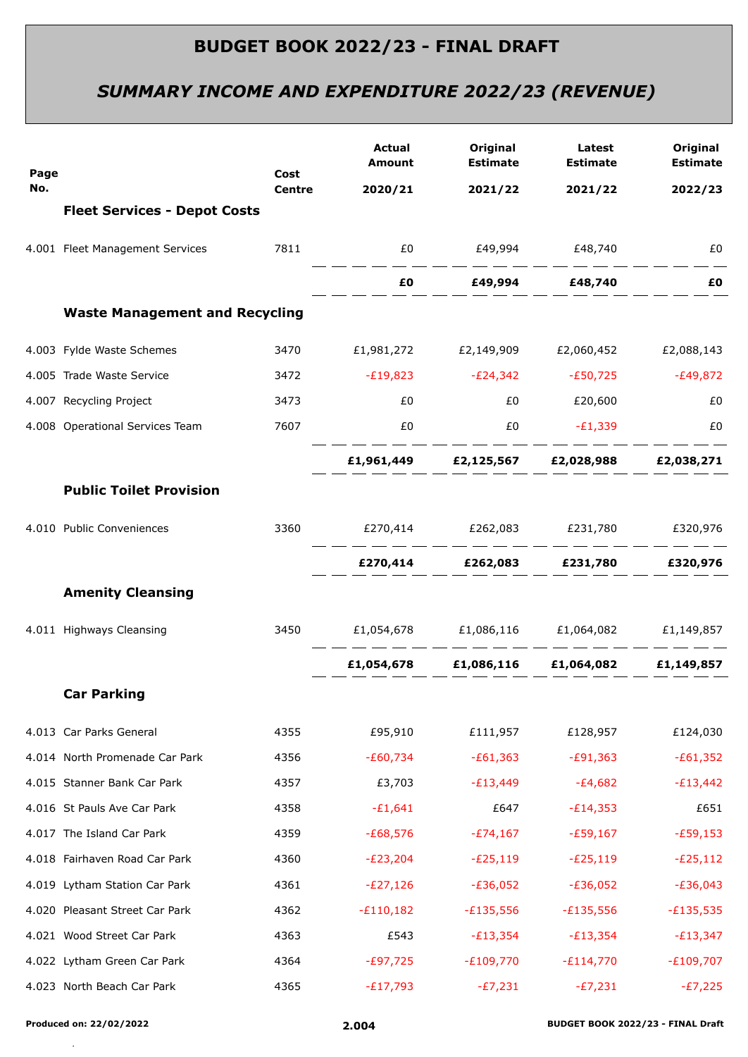# BUDGET BOOK 2022/23 - FINAL DRAFT

## *SUMMARY INCOME AND EXPENDITURE 2022/23 (REVENUE)*

| Page No. | | Cost Centre | Actual Amount 2020/21 | Original Estimate 2021/22 | Latest Estimate 2021/22 | Original Estimate 2022/23 |
|---|---|---|---|---|---|---|
| | **Fleet Services - Depot Costs** | | | | | |
| 4.001 | Fleet Management Services | 7811 | £0 | £49,994 | £48,740 | £0 |
| | | | **£0** | **£49,994** | **£48,740** | **£0** |
| | **Waste Management and Recycling** | | | | | |
| 4.003 | Fylde Waste Schemes | 3470 | £1,981,272 | £2,149,909 | £2,060,452 | £2,088,143 |
| 4.005 | Trade Waste Service | 3472 | -£19,823 | -£24,342 | -£50,725 | -£49,872 |
| 4.007 | Recycling Project | 3473 | £0 | £0 | £20,600 | £0 |
| 4.008 | Operational Services Team | 7607 | £0 | £0 | -£1,339 | £0 |
| | | | **£1,961,449** | **£2,125,567** | **£2,028,988** | **£2,038,271** |
| | **Public Toilet Provision** | | | | | |
| 4.010 | Public Conveniences | 3360 | £270,414 | £262,083 | £231,780 | £320,976 |
| | | | **£270,414** | **£262,083** | **£231,780** | **£320,976** |
| | **Amenity Cleansing** | | | | | |
| 4.011 | Highways Cleansing | 3450 | £1,054,678 | £1,086,116 | £1,064,082 | £1,149,857 |
| | | | **£1,054,678** | **£1,086,116** | **£1,064,082** | **£1,149,857** |
| | **Car Parking** | | | | | |
| 4.013 | Car Parks General | 4355 | £95,910 | £111,957 | £128,957 | £124,030 |
| 4.014 | North Promenade Car Park | 4356 | -£60,734 | -£61,363 | -£91,363 | -£61,352 |
| 4.015 | Stanner Bank Car Park | 4357 | £3,703 | -£13,449 | -£4,682 | -£13,442 |
| 4.016 | St Pauls Ave Car Park | 4358 | -£1,641 | £647 | -£14,353 | £651 |
| 4.017 | The Island Car Park | 4359 | -£68,576 | -£74,167 | -£59,167 | -£59,153 |
| 4.018 | Fairhaven Road Car Park | 4360 | -£23,204 | -£25,119 | -£25,119 | -£25,112 |
| 4.019 | Lytham Station Car Park | 4361 | -£27,126 | -£36,052 | -£36,052 | -£36,043 |
| 4.020 | Pleasant Street Car Park | 4362 | -£110,182 | -£135,556 | -£135,556 | -£135,535 |
| 4.021 | Wood Street Car Park | 4363 | £543 | -£13,354 | -£13,354 | -£13,347 |
| 4.022 | Lytham Green Car Park | 4364 | -£97,725 | -£109,770 | -£114,770 | -£109,707 |
| 4.023 | North Beach Car Park | 4365 | -£17,793 | -£7,231 | -£7,231 | -£7,225 |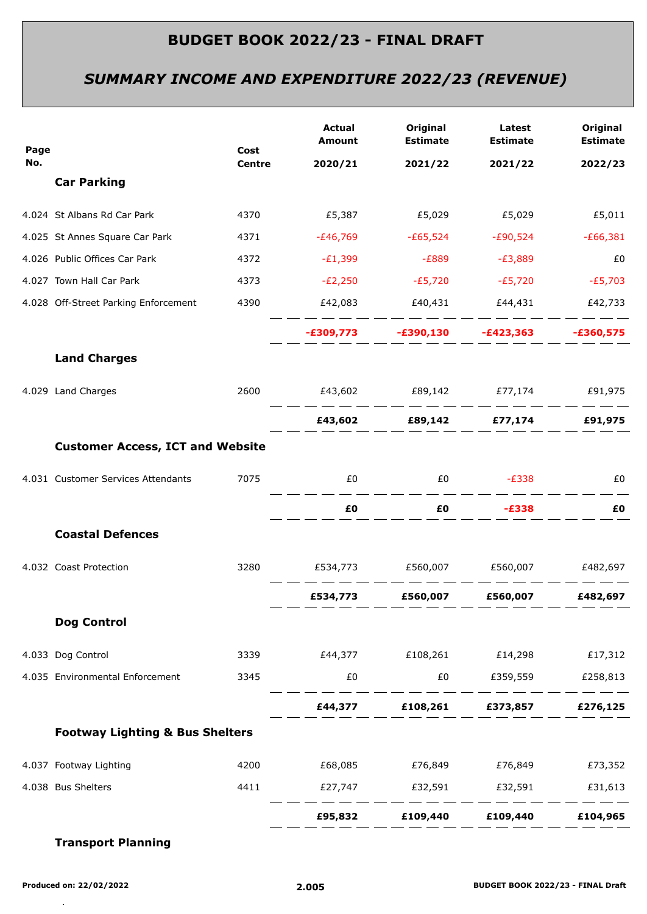# BUDGET BOOK 2022/23 - FINAL DRAFT

## *SUMMARY INCOME AND EXPENDITURE 2022/23 (REVENUE)*

| Page No. | | Cost Centre | Actual Amount 2020/21 | Original Estimate 2021/22 | Latest Estimate 2021/22 | Original Estimate 2022/23 |
|---|---|---|---|---|---|---|
| | **Car Parking** | | | | | |
| 4.024 | St Albans Rd Car Park | 4370 | £5,387 | £5,029 | £5,029 | £5,011 |
| 4.025 | St Annes Square Car Park | 4371 | -£46,769 | -£65,524 | -£90,524 | -£66,381 |
| 4.026 | Public Offices Car Park | 4372 | -£1,399 | -£889 | -£3,889 | £0 |
| 4.027 | Town Hall Car Park | 4373 | -£2,250 | -£5,720 | -£5,720 | -£5,703 |
| 4.028 | Off-Street Parking Enforcement | 4390 | £42,083 | £40,431 | £44,431 | £42,733 |
| | | | **-£309,773** | **-£390,130** | **-£423,363** | **-£360,575** |
| | **Land Charges** | | | | | |
| 4.029 | Land Charges | 2600 | £43,602 | £89,142 | £77,174 | £91,975 |
| | | | **£43,602** | **£89,142** | **£77,174** | **£91,975** |
| | **Customer Access, ICT and Website** | | | | | |
| 4.031 | Customer Services Attendants | 7075 | £0 | £0 | -£338 | £0 |
| | | | **£0** | **£0** | **-£338** | **£0** |
| | **Coastal Defences** | | | | | |
| 4.032 | Coast Protection | 3280 | £534,773 | £560,007 | £560,007 | £482,697 |
| | | | **£534,773** | **£560,007** | **£560,007** | **£482,697** |
| | **Dog Control** | | | | | |
| 4.033 | Dog Control | 3339 | £44,377 | £108,261 | £14,298 | £17,312 |
| 4.035 | Environmental Enforcement | 3345 | £0 | £0 | £359,559 | £258,813 |
| | | | **£44,377** | **£108,261** | **£373,857** | **£276,125** |
| | **Footway Lighting & Bus Shelters** | | | | | |
| 4.037 | Footway Lighting | 4200 | £68,085 | £76,849 | £76,849 | £73,352 |
| 4.038 | Bus Shelters | 4411 | £27,747 | £32,591 | £32,591 | £31,613 |
| | | | **£95,832** | **£109,440** | **£109,440** | **£104,965** |
| | **Transport Planning** | | | | | |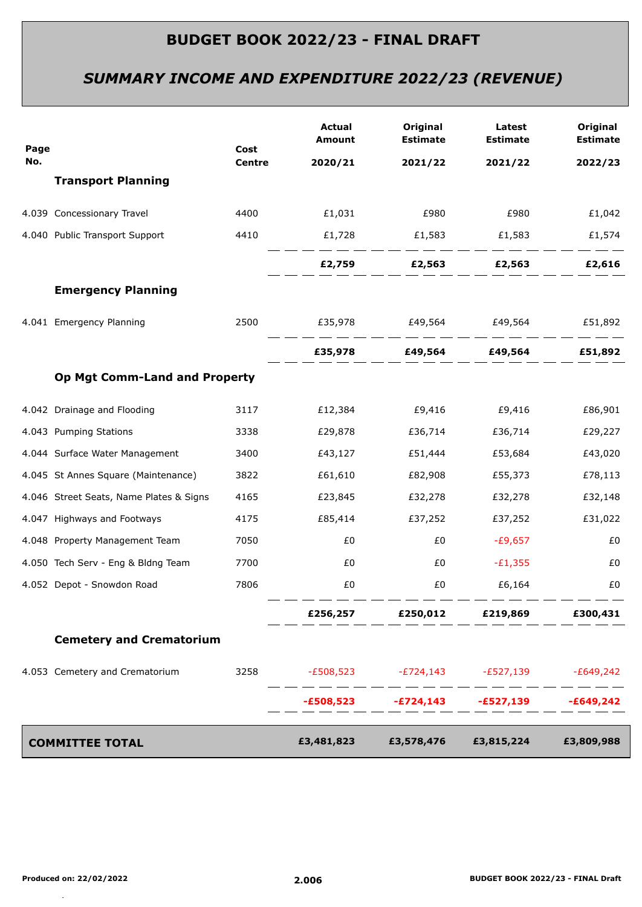# BUDGET BOOK 2022/23 - FINAL DRAFT

## *SUMMARY INCOME AND EXPENDITURE 2022/23 (REVENUE)*

| Page No. | | Cost Centre | Actual Amount 2020/21 | Original Estimate 2021/22 | Latest Estimate 2021/22 | Original Estimate 2022/23 |
|---|---|---|---|---|---|---|
| | **Transport Planning** | | | | | |
| 4.039 | Concessionary Travel | 4400 | £1,031 | £980 | £980 | £1,042 |
| 4.040 | Public Transport Support | 4410 | £1,728 | £1,583 | £1,583 | £1,574 |
| | | | **£2,759** | **£2,563** | **£2,563** | **£2,616** |
| | **Emergency Planning** | | | | | |
| 4.041 | Emergency Planning | 2500 | £35,978 | £49,564 | £49,564 | £51,892 |
| | | | **£35,978** | **£49,564** | **£49,564** | **£51,892** |
| | **Op Mgt Comm-Land and Property** | | | | | |
| 4.042 | Drainage and Flooding | 3117 | £12,384 | £9,416 | £9,416 | £86,901 |
| 4.043 | Pumping Stations | 3338 | £29,878 | £36,714 | £36,714 | £29,227 |
| 4.044 | Surface Water Management | 3400 | £43,127 | £51,444 | £53,684 | £43,020 |
| 4.045 | St Annes Square (Maintenance) | 3822 | £61,610 | £82,908 | £55,373 | £78,113 |
| 4.046 | Street Seats, Name Plates & Signs | 4165 | £23,845 | £32,278 | £32,278 | £32,148 |
| 4.047 | Highways and Footways | 4175 | £85,414 | £37,252 | £37,252 | £31,022 |
| 4.048 | Property Management Team | 7050 | £0 | £0 | -£9,657 | £0 |
| 4.050 | Tech Serv - Eng & Bldng Team | 7700 | £0 | £0 | -£1,355 | £0 |
| 4.052 | Depot - Snowdon Road | 7806 | £0 | £0 | £6,164 | £0 |
| | | | **£256,257** | **£250,012** | **£219,869** | **£300,431** |
| | **Cemetery and Crematorium** | | | | | |
| 4.053 | Cemetery and Crematorium | 3258 | -£508,523 | -£724,143 | -£527,139 | -£649,242 |
| | | | **-£508,523** | **-£724,143** | **-£527,139** | **-£649,242** |
| **COMMITTEE TOTAL** | | | **£3,481,823** | **£3,578,476** | **£3,815,224** | **£3,809,988** |

Produced on: 22/02/2022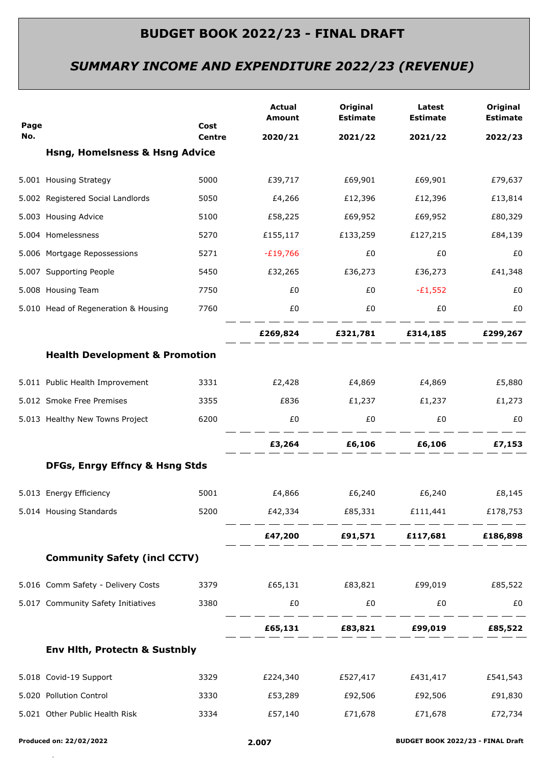# BUDGET BOOK 2022/23 - FINAL DRAFT

## *SUMMARY INCOME AND EXPENDITURE 2022/23 (REVENUE)*

| Page No. | | Cost Centre | Actual Amount 2020/21 | Original Estimate 2021/22 | Latest Estimate 2021/22 | Original Estimate 2022/23 |
|---|---|---|---|---|---|---|
| | **Hsng, Homelsness & Hsng Advice** | | | | | |
| 5.001 | Housing Strategy | 5000 | £39,717 | £69,901 | £69,901 | £79,637 |
| 5.002 | Registered Social Landlords | 5050 | £4,266 | £12,396 | £12,396 | £13,814 |
| 5.003 | Housing Advice | 5100 | £58,225 | £69,952 | £69,952 | £80,329 |
| 5.004 | Homelessness | 5270 | £155,117 | £133,259 | £127,215 | £84,139 |
| 5.006 | Mortgage Repossessions | 5271 | -£19,766 | £0 | £0 | £0 |
| 5.007 | Supporting People | 5450 | £32,265 | £36,273 | £36,273 | £41,348 |
| 5.008 | Housing Team | 7750 | £0 | £0 | -£1,552 | £0 |
| 5.010 | Head of Regeneration & Housing | 7760 | £0 | £0 | £0 | £0 |
| | | | **£269,824** | **£321,781** | **£314,185** | **£299,267** |
| | **Health Development & Promotion** | | | | | |
| 5.011 | Public Health Improvement | 3331 | £2,428 | £4,869 | £4,869 | £5,880 |
| 5.012 | Smoke Free Premises | 3355 | £836 | £1,237 | £1,237 | £1,273 |
| 5.013 | Healthy New Towns Project | 6200 | £0 | £0 | £0 | £0 |
| | | | **£3,264** | **£6,106** | **£6,106** | **£7,153** |
| | **DFGs, Enrgy Effncy & Hsng Stds** | | | | | |
| 5.013 | Energy Efficiency | 5001 | £4,866 | £6,240 | £6,240 | £8,145 |
| 5.014 | Housing Standards | 5200 | £42,334 | £85,331 | £111,441 | £178,753 |
| | | | **£47,200** | **£91,571** | **£117,681** | **£186,898** |
| | **Community Safety (incl CCTV)** | | | | | |
| 5.016 | Comm Safety - Delivery Costs | 3379 | £65,131 | £83,821 | £99,019 | £85,522 |
| 5.017 | Community Safety Initiatives | 3380 | £0 | £0 | £0 | £0 |
| | | | **£65,131** | **£83,821** | **£99,019** | **£85,522** |
| | **Env Hlth, Protectn & Sustnbly** | | | | | |
| 5.018 | Covid-19 Support | 3329 | £224,340 | £527,417 | £431,417 | £541,543 |
| 5.020 | Pollution Control | 3330 | £53,289 | £92,506 | £92,506 | £91,830 |
| 5.021 | Other Public Health Risk | 3334 | £57,140 | £71,678 | £71,678 | £72,734 |

Produced on: 22/02/2022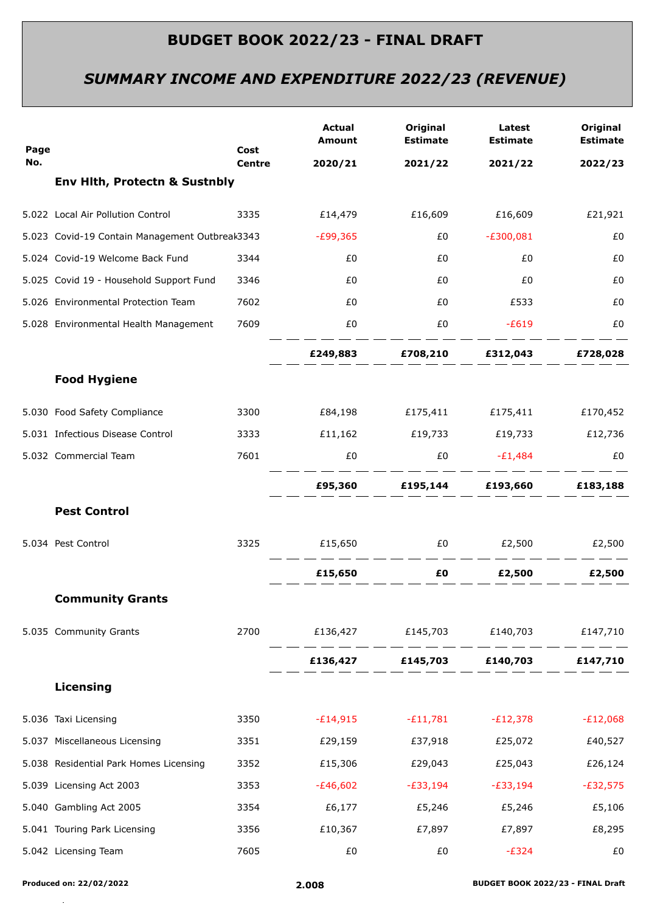# BUDGET BOOK 2022/23 - FINAL DRAFT

## *SUMMARY INCOME AND EXPENDITURE 2022/23 (REVENUE)*

| Page No. | | Cost Centre | Actual Amount 2020/21 | Original Estimate 2021/22 | Latest Estimate 2021/22 | Original Estimate 2022/23 |
|---|---|---|---|---|---|---|
| | **Env Hlth, Protectn & Sustnbly** | | | | | |
| 5.022 | Local Air Pollution Control | 3335 | £14,479 | £16,609 | £16,609 | £21,921 |
| 5.023 | Covid-19 Contain Management Outbreak | 3343 | -£99,365 | £0 | -£300,081 | £0 |
| 5.024 | Covid-19 Welcome Back Fund | 3344 | £0 | £0 | £0 | £0 |
| 5.025 | Covid 19 - Household Support Fund | 3346 | £0 | £0 | £0 | £0 |
| 5.026 | Environmental Protection Team | 7602 | £0 | £0 | £533 | £0 |
| 5.028 | Environmental Health Management | 7609 | £0 | £0 | -£619 | £0 |
| | | | **£249,883** | **£708,210** | **£312,043** | **£728,028** |
| | **Food Hygiene** | | | | | |
| 5.030 | Food Safety Compliance | 3300 | £84,198 | £175,411 | £175,411 | £170,452 |
| 5.031 | Infectious Disease Control | 3333 | £11,162 | £19,733 | £19,733 | £12,736 |
| 5.032 | Commercial Team | 7601 | £0 | £0 | -£1,484 | £0 |
| | | | **£95,360** | **£195,144** | **£193,660** | **£183,188** |
| | **Pest Control** | | | | | |
| 5.034 | Pest Control | 3325 | £15,650 | £0 | £2,500 | £2,500 |
| | | | **£15,650** | **£0** | **£2,500** | **£2,500** |
| | **Community Grants** | | | | | |
| 5.035 | Community Grants | 2700 | £136,427 | £145,703 | £140,703 | £147,710 |
| | | | **£136,427** | **£145,703** | **£140,703** | **£147,710** |
| | **Licensing** | | | | | |
| 5.036 | Taxi Licensing | 3350 | -£14,915 | -£11,781 | -£12,378 | -£12,068 |
| 5.037 | Miscellaneous Licensing | 3351 | £29,159 | £37,918 | £25,072 | £40,527 |
| 5.038 | Residential Park Homes Licensing | 3352 | £15,306 | £29,043 | £25,043 | £26,124 |
| 5.039 | Licensing Act 2003 | 3353 | -£46,602 | -£33,194 | -£33,194 | -£32,575 |
| 5.040 | Gambling Act 2005 | 3354 | £6,177 | £5,246 | £5,246 | £5,106 |
| 5.041 | Touring Park Licensing | 3356 | £10,367 | £7,897 | £7,897 | £8,295 |
| 5.042 | Licensing Team | 7605 | £0 | £0 | -£324 | £0 |

Produced on: 22/02/2022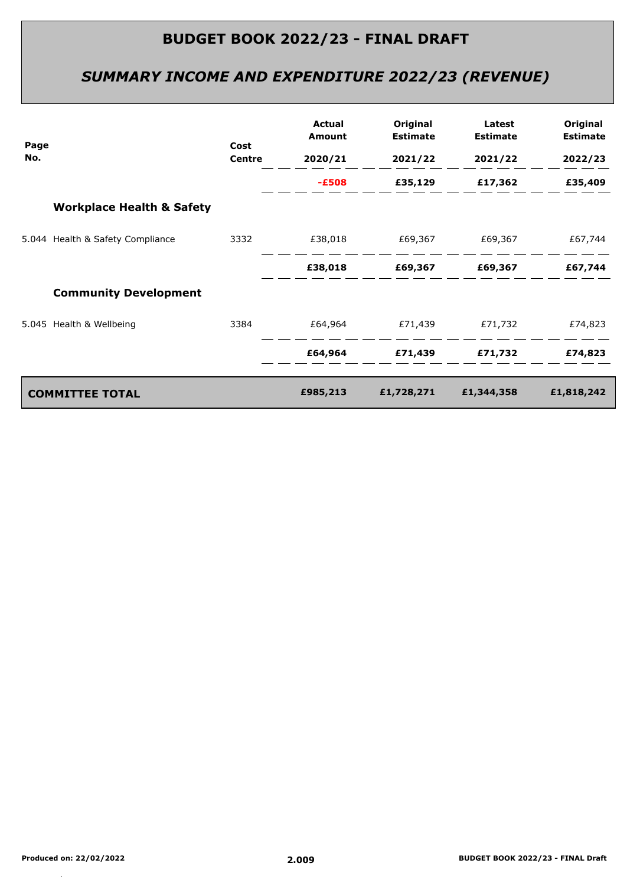# BUDGET BOOK 2022/23 - FINAL DRAFT

## *SUMMARY INCOME AND EXPENDITURE 2022/23 (REVENUE)*

| Page No. | | Cost Centre | Actual Amount 2020/21 | Original Estimate 2021/22 | Latest Estimate 2021/22 | Original Estimate 2022/23 |
|---|---|---|---|---|---|---|
| | | | **-£508** | **£35,129** | **£17,362** | **£35,409** |
| | **Workplace Health & Safety** | | | | | |
| 5.044 | Health & Safety Compliance | 3332 | £38,018 | £69,367 | £69,367 | £67,744 |
| | | | **£38,018** | **£69,367** | **£69,367** | **£67,744** |
| | **Community Development** | | | | | |
| 5.045 | Health & Wellbeing | 3384 | £64,964 | £71,439 | £71,732 | £74,823 |
| | | | **£64,964** | **£71,439** | **£71,732** | **£74,823** |
| **COMMITTEE TOTAL** | | | **£985,213** | **£1,728,271** | **£1,344,358** | **£1,818,242** |

Produced on: 22/02/2022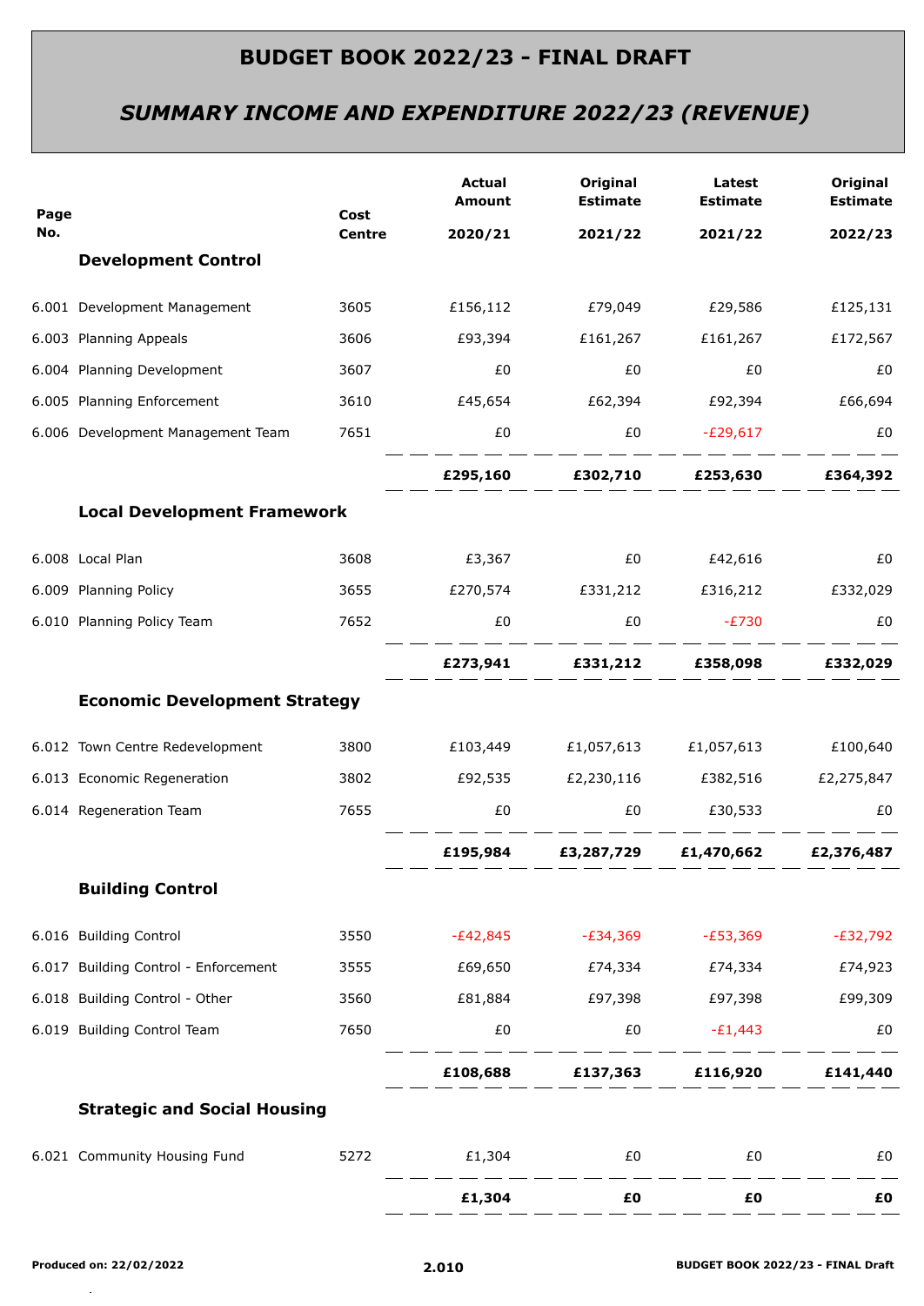# BUDGET BOOK 2022/23 - FINAL DRAFT

## *SUMMARY INCOME AND EXPENDITURE 2022/23 (REVENUE)*

| Page No. | | Cost Centre | Actual Amount 2020/21 | Original Estimate 2021/22 | Latest Estimate 2021/22 | Original Estimate 2022/23 |
|---|---|---|---|---|---|---|
| | **Development Control** | | | | | |
| 6.001 | Development Management | 3605 | £156,112 | £79,049 | £29,586 | £125,131 |
| 6.003 | Planning Appeals | 3606 | £93,394 | £161,267 | £161,267 | £172,567 |
| 6.004 | Planning Development | 3607 | £0 | £0 | £0 | £0 |
| 6.005 | Planning Enforcement | 3610 | £45,654 | £62,394 | £92,394 | £66,694 |
| 6.006 | Development Management Team | 7651 | £0 | £0 | -£29,617 | £0 |
| | | | **£295,160** | **£302,710** | **£253,630** | **£364,392** |
| | **Local Development Framework** | | | | | |
| 6.008 | Local Plan | 3608 | £3,367 | £0 | £42,616 | £0 |
| 6.009 | Planning Policy | 3655 | £270,574 | £331,212 | £316,212 | £332,029 |
| 6.010 | Planning Policy Team | 7652 | £0 | £0 | -£730 | £0 |
| | | | **£273,941** | **£331,212** | **£358,098** | **£332,029** |
| | **Economic Development Strategy** | | | | | |
| 6.012 | Town Centre Redevelopment | 3800 | £103,449 | £1,057,613 | £1,057,613 | £100,640 |
| 6.013 | Economic Regeneration | 3802 | £92,535 | £2,230,116 | £382,516 | £2,275,847 |
| 6.014 | Regeneration Team | 7655 | £0 | £0 | £30,533 | £0 |
| | | | **£195,984** | **£3,287,729** | **£1,470,662** | **£2,376,487** |
| | **Building Control** | | | | | |
| 6.016 | Building Control | 3550 | -£42,845 | -£34,369 | -£53,369 | -£32,792 |
| 6.017 | Building Control - Enforcement | 3555 | £69,650 | £74,334 | £74,334 | £74,923 |
| 6.018 | Building Control - Other | 3560 | £81,884 | £97,398 | £97,398 | £99,309 |
| 6.019 | Building Control Team | 7650 | £0 | £0 | -£1,443 | £0 |
| | | | **£108,688** | **£137,363** | **£116,920** | **£141,440** |
| | **Strategic and Social Housing** | | | | | |
| 6.021 | Community Housing Fund | 5272 | £1,304 | £0 | £0 | £0 |
| | | | **£1,304** | **£0** | **£0** | **£0** |

Produced on: 22/02/2022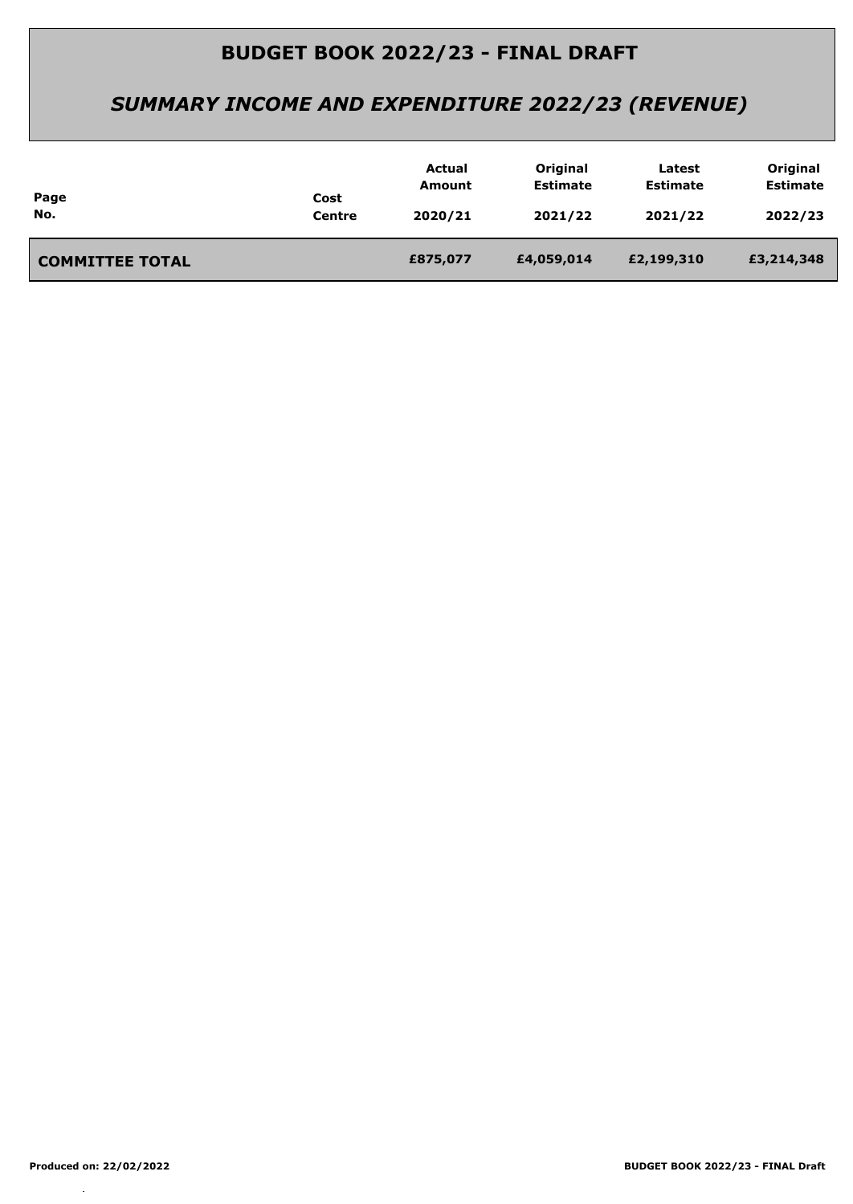# BUDGET BOOK 2022/23 - FINAL DRAFT

## *SUMMARY INCOME AND EXPENDITURE 2022/23 (REVENUE)*

| Page No. | Cost Centre | Actual Amount 2020/21 | Original Estimate 2021/22 | Latest Estimate 2021/22 | Original Estimate 2022/23 |
|---|---|---|---|---|---|
| **COMMITTEE TOTAL** | | **£875,077** | **£4,059,014** | **£2,199,310** | **£3,214,348** |

**Produced on: 22/02/2022**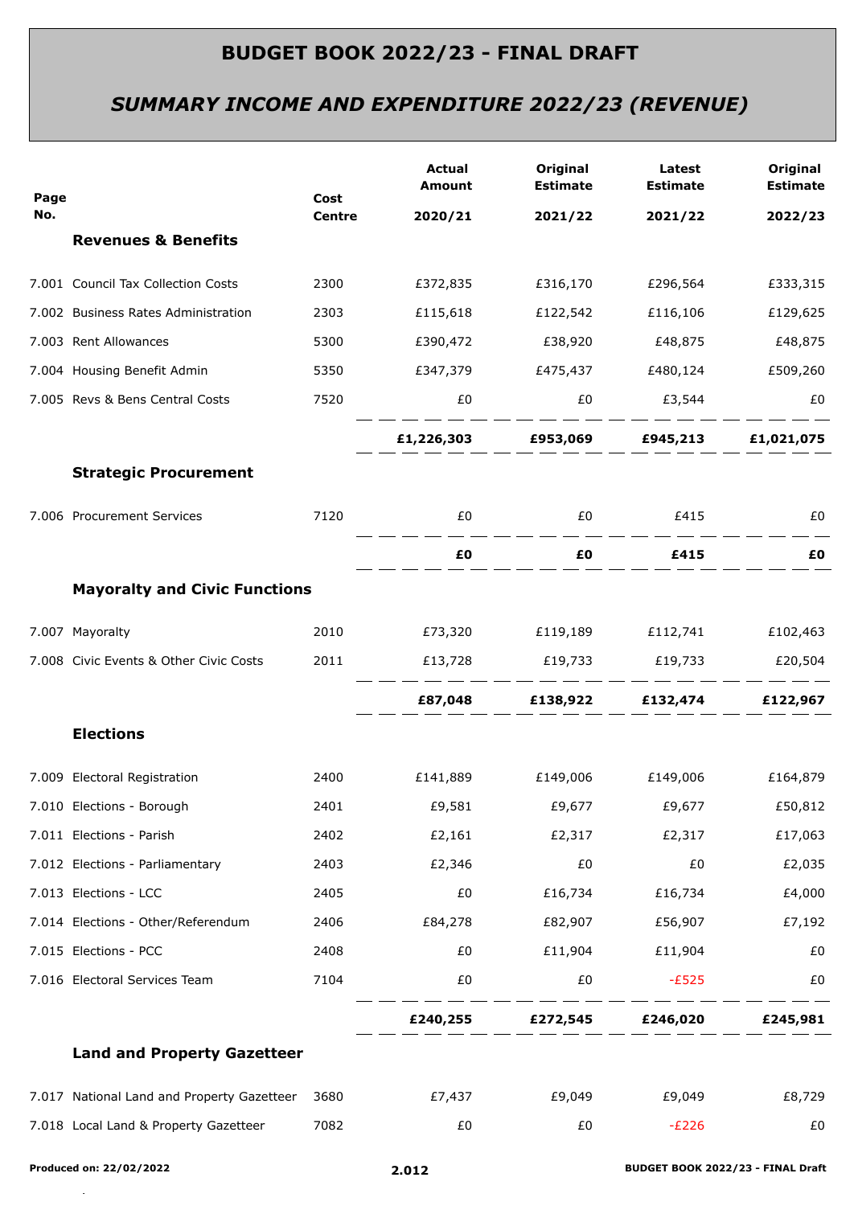# BUDGET BOOK 2022/23 - FINAL DRAFT

## *SUMMARY INCOME AND EXPENDITURE 2022/23 (REVENUE)*

| Page No. | | Cost Centre | Actual Amount 2020/21 | Original Estimate 2021/22 | Latest Estimate 2021/22 | Original Estimate 2022/23 |
|---|---|---|---|---|---|---|
| | **Revenues & Benefits** | | | | | |
| 7.001 | Council Tax Collection Costs | 2300 | £372,835 | £316,170 | £296,564 | £333,315 |
| 7.002 | Business Rates Administration | 2303 | £115,618 | £122,542 | £116,106 | £129,625 |
| 7.003 | Rent Allowances | 5300 | £390,472 | £38,920 | £48,875 | £48,875 |
| 7.004 | Housing Benefit Admin | 5350 | £347,379 | £475,437 | £480,124 | £509,260 |
| 7.005 | Revs & Bens Central Costs | 7520 | £0 | £0 | £3,544 | £0 |
| | | | **£1,226,303** | **£953,069** | **£945,213** | **£1,021,075** |
| | **Strategic Procurement** | | | | | |
| 7.006 | Procurement Services | 7120 | £0 | £0 | £415 | £0 |
| | | | **£0** | **£0** | **£415** | **£0** |
| | **Mayoralty and Civic Functions** | | | | | |
| 7.007 | Mayoralty | 2010 | £73,320 | £119,189 | £112,741 | £102,463 |
| 7.008 | Civic Events & Other Civic Costs | 2011 | £13,728 | £19,733 | £19,733 | £20,504 |
| | | | **£87,048** | **£138,922** | **£132,474** | **£122,967** |
| | **Elections** | | | | | |
| 7.009 | Electoral Registration | 2400 | £141,889 | £149,006 | £149,006 | £164,879 |
| 7.010 | Elections - Borough | 2401 | £9,581 | £9,677 | £9,677 | £50,812 |
| 7.011 | Elections - Parish | 2402 | £2,161 | £2,317 | £2,317 | £17,063 |
| 7.012 | Elections - Parliamentary | 2403 | £2,346 | £0 | £0 | £2,035 |
| 7.013 | Elections - LCC | 2405 | £0 | £16,734 | £16,734 | £4,000 |
| 7.014 | Elections - Other/Referendum | 2406 | £84,278 | £82,907 | £56,907 | £7,192 |
| 7.015 | Elections - PCC | 2408 | £0 | £11,904 | £11,904 | £0 |
| 7.016 | Electoral Services Team | 7104 | £0 | £0 | -£525 | £0 |
| | | | **£240,255** | **£272,545** | **£246,020** | **£245,981** |
| | **Land and Property Gazetteer** | | | | | |
| 7.017 | National Land and Property Gazetteer | 3680 | £7,437 | £9,049 | £9,049 | £8,729 |
| 7.018 | Local Land & Property Gazetteer | 7082 | £0 | £0 | -£226 | £0 |

Produced on: 22/02/2022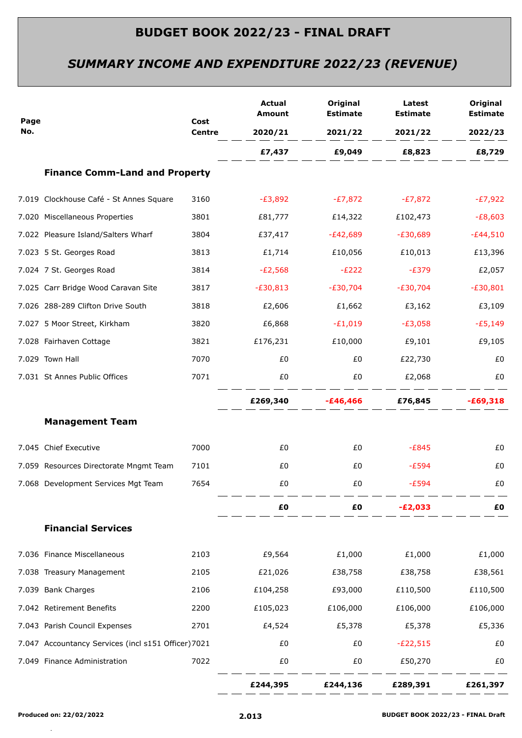# BUDGET BOOK 2022/23 - FINAL DRAFT

## *SUMMARY INCOME AND EXPENDITURE 2022/23 (REVENUE)*

| Page No. | | Cost Centre | Actual Amount 2020/21 | Original Estimate 2021/22 | Latest Estimate 2021/22 | Original Estimate 2022/23 |
|---|---|---|---|---|---|---|
| | | | **£7,437** | **£9,049** | **£8,823** | **£8,729** |
| | **Finance Comm-Land and Property** | | | | | |
| 7.019 | Clockhouse Café - St Annes Square | 3160 | -£3,892 | -£7,872 | -£7,872 | -£7,922 |
| 7.020 | Miscellaneous Properties | 3801 | £81,777 | £14,322 | £102,473 | -£8,603 |
| 7.022 | Pleasure Island/Salters Wharf | 3804 | £37,417 | -£42,689 | -£30,689 | -£44,510 |
| 7.023 | 5 St. Georges Road | 3813 | £1,714 | £10,056 | £10,013 | £13,396 |
| 7.024 | 7 St. Georges Road | 3814 | -£2,568 | -£222 | -£379 | £2,057 |
| 7.025 | Carr Bridge Wood Caravan Site | 3817 | -£30,813 | -£30,704 | -£30,704 | -£30,801 |
| 7.026 | 288-289 Clifton Drive South | 3818 | £2,606 | £1,662 | £3,162 | £3,109 |
| 7.027 | 5 Moor Street, Kirkham | 3820 | £6,868 | -£1,019 | -£3,058 | -£5,149 |
| 7.028 | Fairhaven Cottage | 3821 | £176,231 | £10,000 | £9,101 | £9,105 |
| 7.029 | Town Hall | 7070 | £0 | £0 | £22,730 | £0 |
| 7.031 | St Annes Public Offices | 7071 | £0 | £0 | £2,068 | £0 |
| | | | **£269,340** | **-£46,466** | **£76,845** | **-£69,318** |
| | **Management Team** | | | | | |
| 7.045 | Chief Executive | 7000 | £0 | £0 | -£845 | £0 |
| 7.059 | Resources Directorate Mngmt Team | 7101 | £0 | £0 | -£594 | £0 |
| 7.068 | Development Services Mgt Team | 7654 | £0 | £0 | -£594 | £0 |
| | | | **£0** | **£0** | **-£2,033** | **£0** |
| | **Financial Services** | | | | | |
| 7.036 | Finance Miscellaneous | 2103 | £9,564 | £1,000 | £1,000 | £1,000 |
| 7.038 | Treasury Management | 2105 | £21,026 | £38,758 | £38,758 | £38,561 |
| 7.039 | Bank Charges | 2106 | £104,258 | £93,000 | £110,500 | £110,500 |
| 7.042 | Retirement Benefits | 2200 | £105,023 | £106,000 | £106,000 | £106,000 |
| 7.043 | Parish Council Expenses | 2701 | £4,524 | £5,378 | £5,378 | £5,336 |
| 7.047 | Accountancy Services (incl s151 Officer) | 7021 | £0 | £0 | -£22,515 | £0 |
| 7.049 | Finance Administration | 7022 | £0 | £0 | £50,270 | £0 |
| | | | **£244,395** | **£244,136** | **£289,391** | **£261,397** |

**Produced on: 22/02/2022**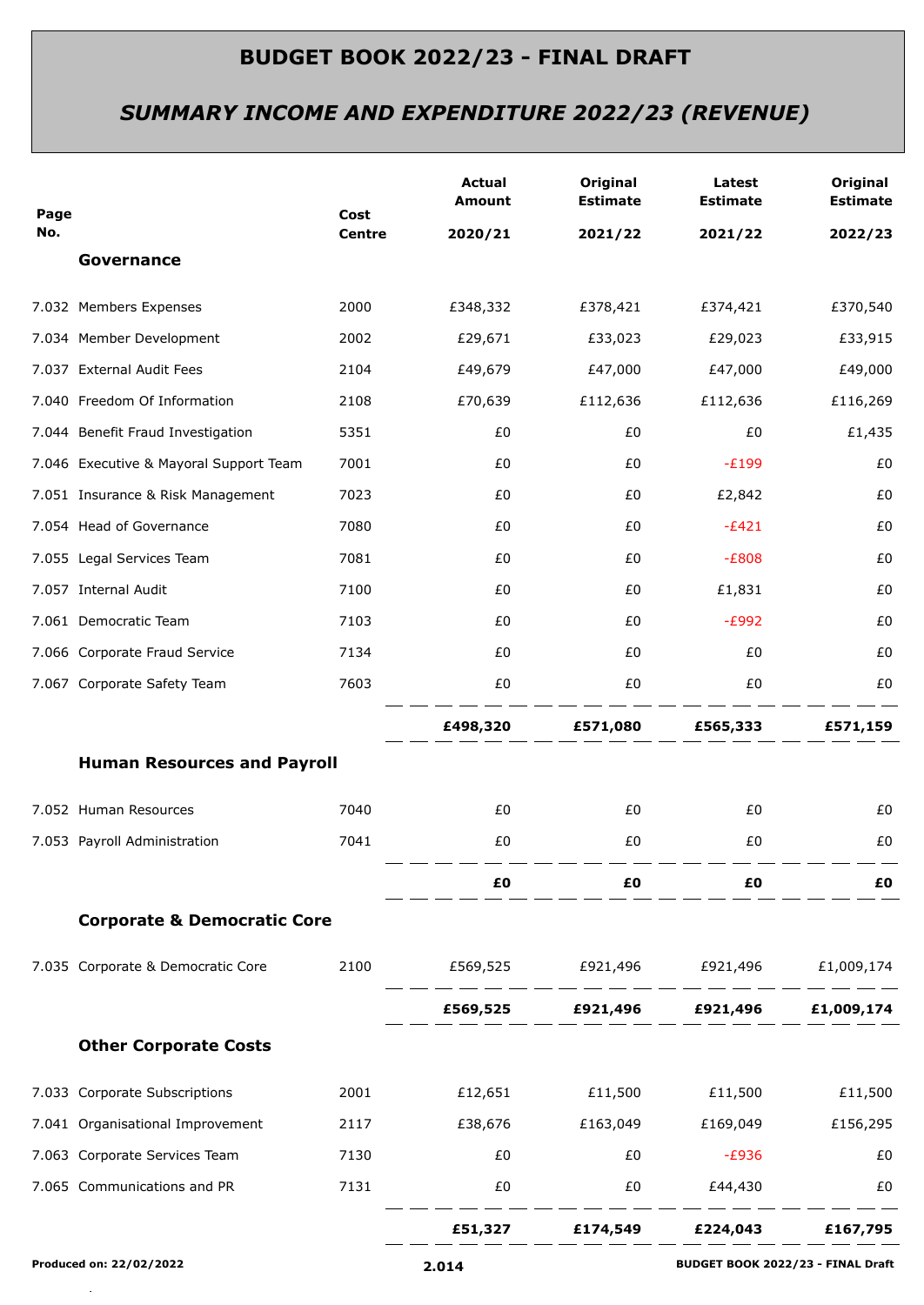# BUDGET BOOK 2022/23 - FINAL DRAFT

## *SUMMARY INCOME AND EXPENDITURE 2022/23 (REVENUE)*

| Page No. | | Cost Centre | Actual Amount 2020/21 | Original Estimate 2021/22 | Latest Estimate 2021/22 | Original Estimate 2022/23 |
|---|---|---|---|---|---|---|
| | **Governance** | | | | | |
| 7.032 | Members Expenses | 2000 | £348,332 | £378,421 | £374,421 | £370,540 |
| 7.034 | Member Development | 2002 | £29,671 | £33,023 | £29,023 | £33,915 |
| 7.037 | External Audit Fees | 2104 | £49,679 | £47,000 | £47,000 | £49,000 |
| 7.040 | Freedom Of Information | 2108 | £70,639 | £112,636 | £112,636 | £116,269 |
| 7.044 | Benefit Fraud Investigation | 5351 | £0 | £0 | £0 | £1,435 |
| 7.046 | Executive & Mayoral Support Team | 7001 | £0 | £0 | -£199 | £0 |
| 7.051 | Insurance & Risk Management | 7023 | £0 | £0 | £2,842 | £0 |
| 7.054 | Head of Governance | 7080 | £0 | £0 | -£421 | £0 |
| 7.055 | Legal Services Team | 7081 | £0 | £0 | -£808 | £0 |
| 7.057 | Internal Audit | 7100 | £0 | £0 | £1,831 | £0 |
| 7.061 | Democratic Team | 7103 | £0 | £0 | -£992 | £0 |
| 7.066 | Corporate Fraud Service | 7134 | £0 | £0 | £0 | £0 |
| 7.067 | Corporate Safety Team | 7603 | £0 | £0 | £0 | £0 |
| | | | **£498,320** | **£571,080** | **£565,333** | **£571,159** |
| | **Human Resources and Payroll** | | | | | |
| 7.052 | Human Resources | 7040 | £0 | £0 | £0 | £0 |
| 7.053 | Payroll Administration | 7041 | £0 | £0 | £0 | £0 |
| | | | **£0** | **£0** | **£0** | **£0** |
| | **Corporate & Democratic Core** | | | | | |
| 7.035 | Corporate & Democratic Core | 2100 | £569,525 | £921,496 | £921,496 | £1,009,174 |
| | | | **£569,525** | **£921,496** | **£921,496** | **£1,009,174** |
| | **Other Corporate Costs** | | | | | |
| 7.033 | Corporate Subscriptions | 2001 | £12,651 | £11,500 | £11,500 | £11,500 |
| 7.041 | Organisational Improvement | 2117 | £38,676 | £163,049 | £169,049 | £156,295 |
| 7.063 | Corporate Services Team | 7130 | £0 | £0 | -£936 | £0 |
| 7.065 | Communications and PR | 7131 | £0 | £0 | £44,430 | £0 |
| | | | **£51,327** | **£174,549** | **£224,043** | **£167,795** |

Produced on: 22/02/2022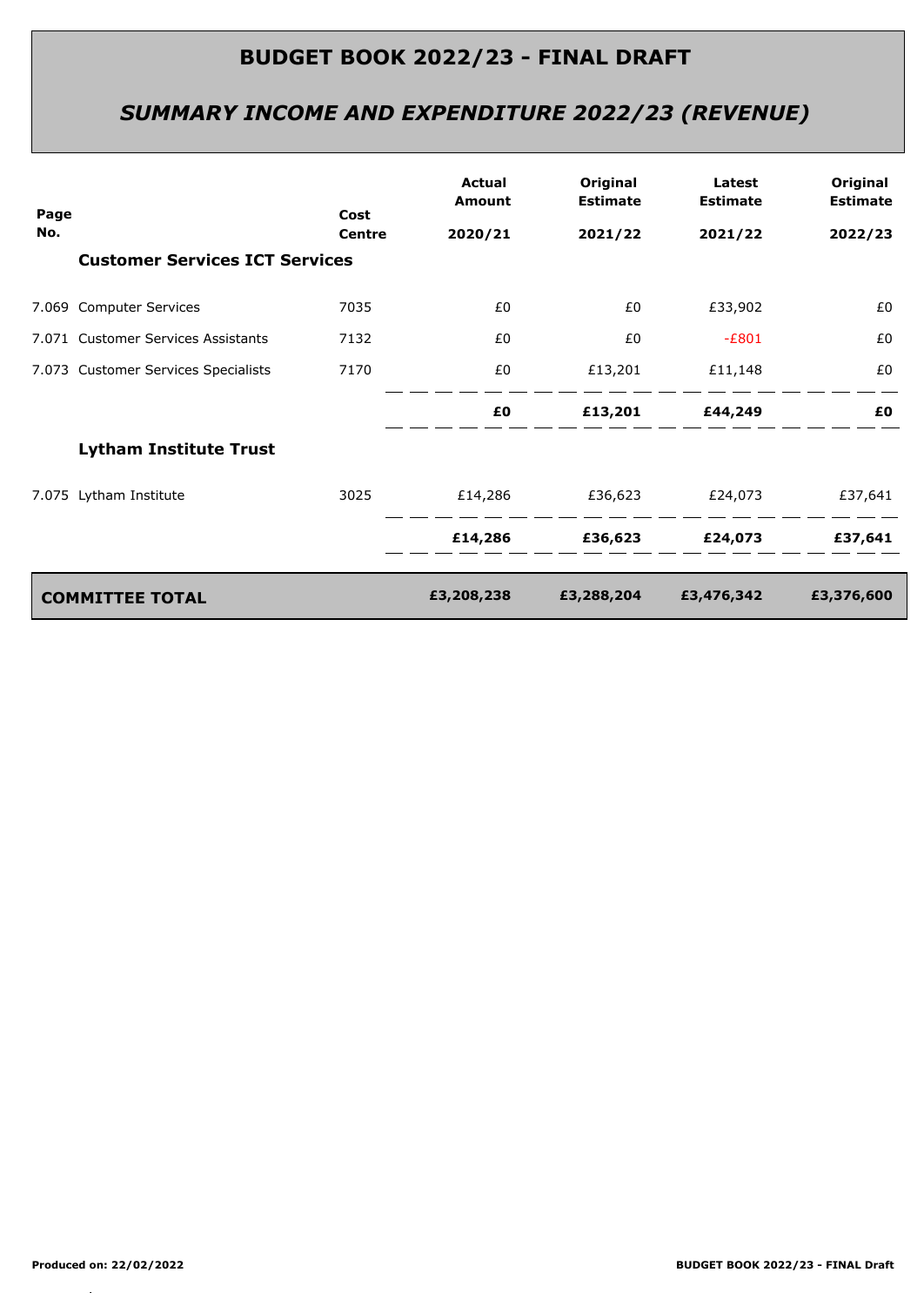# BUDGET BOOK 2022/23 - FINAL DRAFT

## *SUMMARY INCOME AND EXPENDITURE 2022/23 (REVENUE)*

| Page No. | | Cost Centre | Actual Amount 2020/21 | Original Estimate 2021/22 | Latest Estimate 2021/22 | Original Estimate 2022/23 |
|---|---|---|---|---|---|---|
| | **Customer Services ICT Services** | | | | | |
| 7.069 | Computer Services | 7035 | £0 | £0 | £33,902 | £0 |
| 7.071 | Customer Services Assistants | 7132 | £0 | £0 | -£801 | £0 |
| 7.073 | Customer Services Specialists | 7170 | £0 | £13,201 | £11,148 | £0 |
| | | | **£0** | **£13,201** | **£44,249** | **£0** |
| | **Lytham Institute Trust** | | | | | |
| 7.075 | Lytham Institute | 3025 | £14,286 | £36,623 | £24,073 | £37,641 |
| | | | **£14,286** | **£36,623** | **£24,073** | **£37,641** |
| | **COMMITTEE TOTAL** | | **£3,208,238** | **£3,288,204** | **£3,476,342** | **£3,376,600** |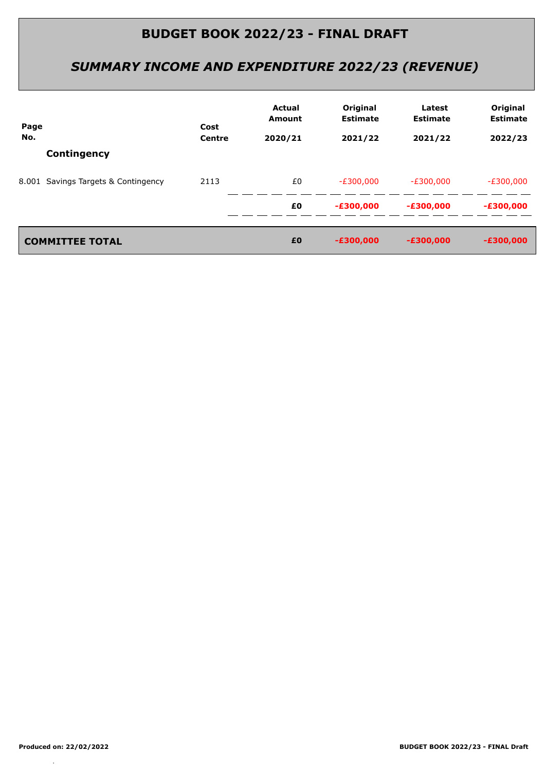# BUDGET BOOK 2022/23 - FINAL DRAFT

## *SUMMARY INCOME AND EXPENDITURE 2022/23 (REVENUE)*

| Page No. | | Cost Centre | Actual Amount 2020/21 | Original Estimate 2021/22 | Latest Estimate 2021/22 | Original Estimate 2022/23 |
|---|---|---|---|---|---|---|
| | **Contingency** | | | | | |
| 8.001 | Savings Targets & Contingency | 2113 | £0 | -£300,000 | -£300,000 | -£300,000 |
| | | | **£0** | **-£300,000** | **-£300,000** | **-£300,000** |
| **COMMITTEE TOTAL** | | | **£0** | **-£300,000** | **-£300,000** | **-£300,000** |

**Produced on: 22/02/2022**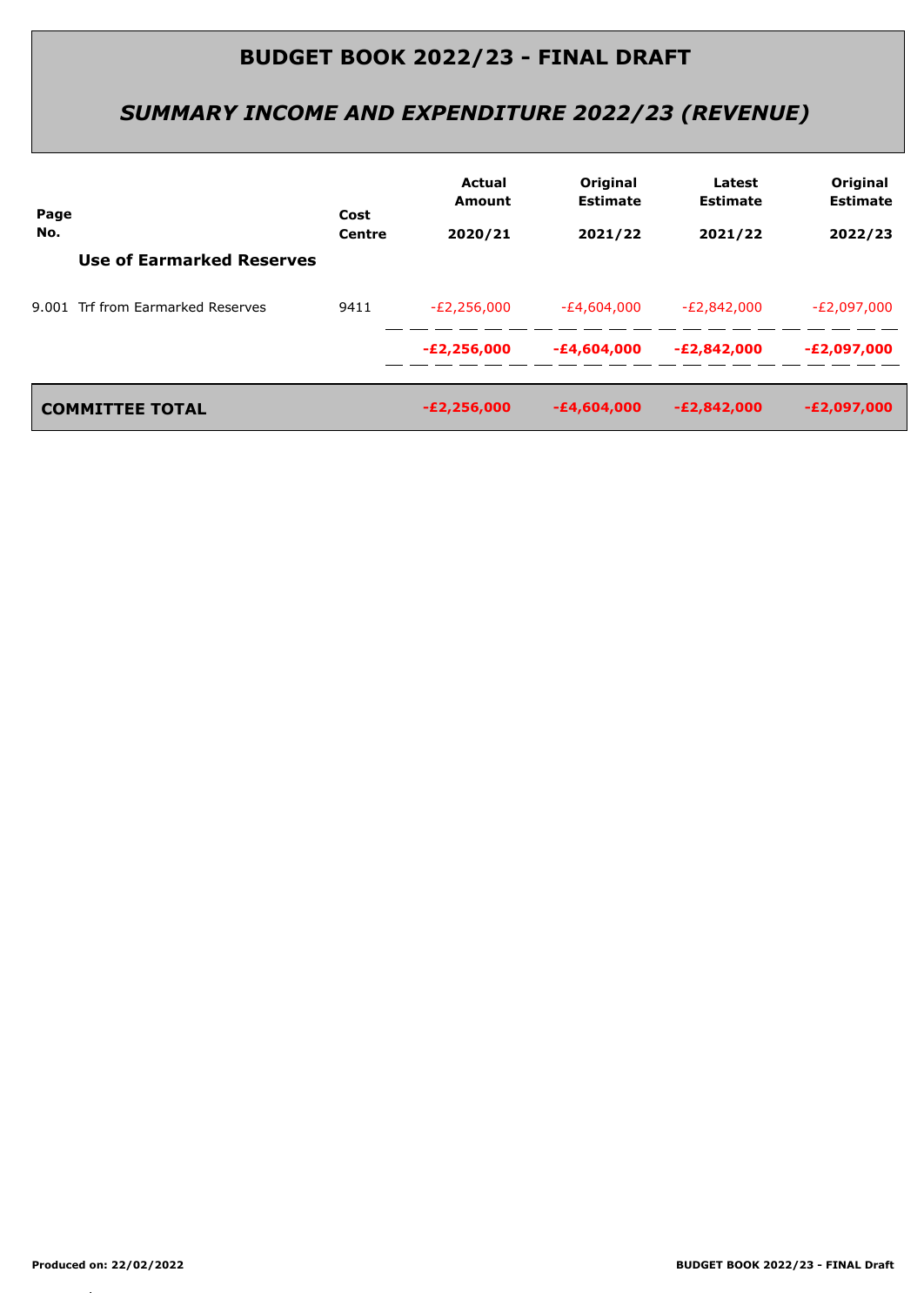# BUDGET BOOK 2022/23 - FINAL DRAFT

## *SUMMARY INCOME AND EXPENDITURE 2022/23 (REVENUE)*

| Page No. | | Cost Centre | Actual Amount 2020/21 | Original Estimate 2021/22 | Latest Estimate 2021/22 | Original Estimate 2022/23 |
|---|---|---|---|---|---|---|
| | **Use of Earmarked Reserves** | | | | | |
| 9.001 | Trf from Earmarked Reserves | 9411 | -£2,256,000 | -£4,604,000 | -£2,842,000 | -£2,097,000 |
| | | | **-£2,256,000** | **-£4,604,000** | **-£2,842,000** | **-£2,097,000** |
| **COMMITTEE TOTAL** | | | **-£2,256,000** | **-£4,604,000** | **-£2,842,000** | **-£2,097,000** |

**Produced on: 22/02/2022**